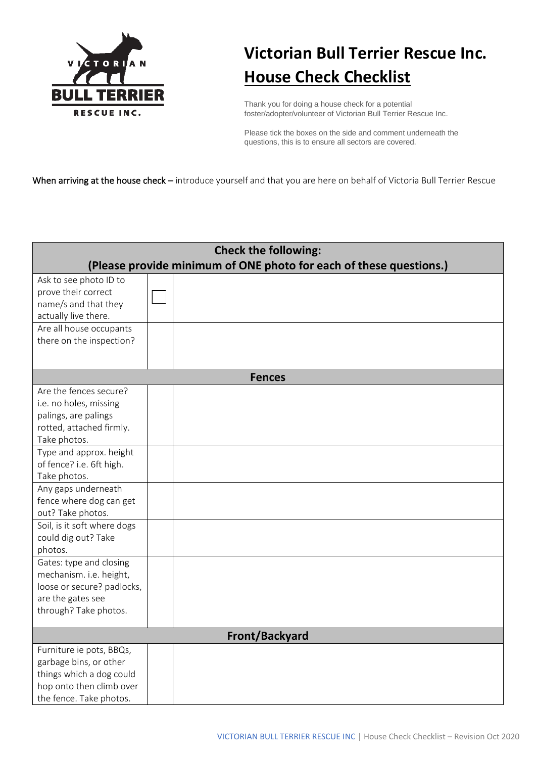VICTORIAN BULL TERRIER RESCUE INC.

# Victorian Bull Terrier Rescue Inc.

## House Check Checklist

Thank you for doing a house check for a potential foster/adopter/volunteer of Victorian Bull Terrier Rescue Inc.

Please tick the boxes on the side and comment underneath the questions, this is to ensure all sectors are covered.

**When arriving at the house check** – introduce yourself and that you are here on behalf of Victoria Bull Terrier Rescue

| **Check the following:<br>(Please provide minimum of ONE photo for each of these questions.)** | | |
|---|---|---|
| Ask to see photo ID to prove their correct name/s and that they actually live there. | ☐ | |
| Are all house occupants there on the inspection? | | |
| **Fences** | | |
| Are the fences secure? i.e. no holes, missing palings, are palings rotted, attached firmly. Take photos. | | |
| Type and approx. height of fence? i.e. 6ft high. Take photos. | | |
| Any gaps underneath fence where dog can get out? Take photos. | | |
| Soil, is it soft where dogs could dig out? Take photos. | | |
| Gates: type and closing mechanism. i.e. height, loose or secure? padlocks, are the gates see through? Take photos. | | |
| **Front/Backyard** | | |
| Furniture ie pots, BBQs, garbage bins, or other things which a dog could hop onto then climb over the fence. Take photos. | | |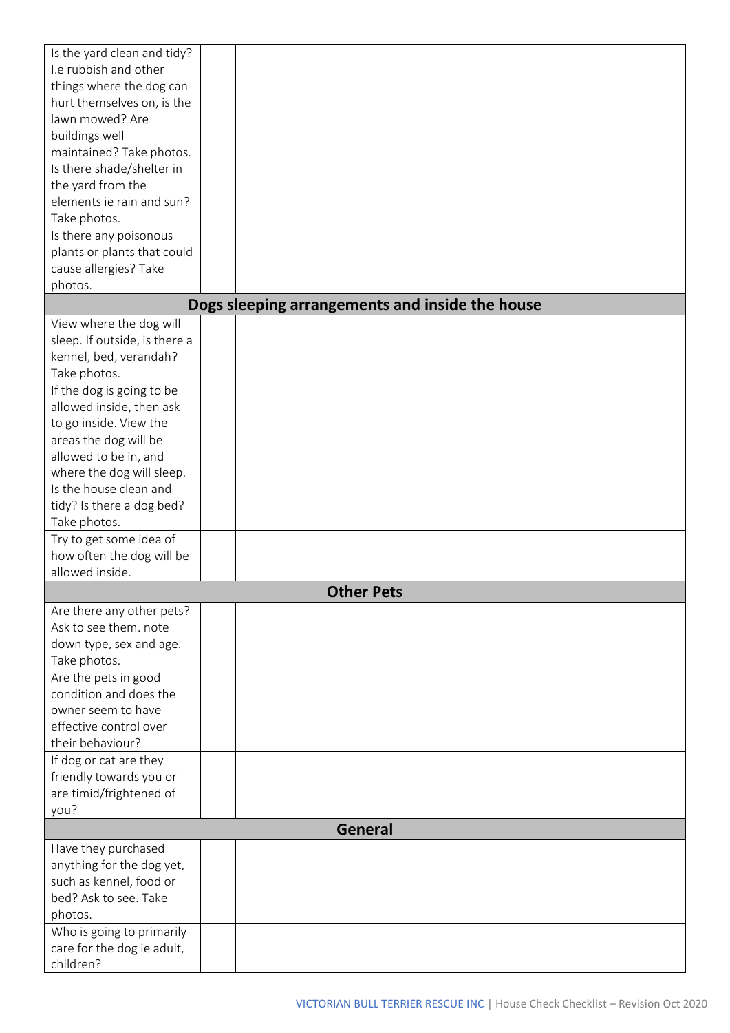| | | |
|---|---|---|
| Is the yard clean and tidy? I.e rubbish and other things where the dog can hurt themselves on, is the lawn mowed? Are buildings well maintained? Take photos. | | |
| Is there shade/shelter in the yard from the elements ie rain and sun? Take photos. | | |
| Is there any poisonous plants or plants that could cause allergies? Take photos. | | |
| **Dogs sleeping arrangements and inside the house** | | |
| View where the dog will sleep. If outside, is there a kennel, bed, verandah? Take photos. | | |
| If the dog is going to be allowed inside, then ask to go inside. View the areas the dog will be allowed to be in, and where the dog will sleep. Is the house clean and tidy? Is there a dog bed? Take photos. | | |
| Try to get some idea of how often the dog will be allowed inside. | | |
| **Other Pets** | | |
| Are there any other pets? Ask to see them. note down type, sex and age. Take photos. | | |
| Are the pets in good condition and does the owner seem to have effective control over their behaviour? | | |
| If dog or cat are they friendly towards you or are timid/frightened of you? | | |
| **General** | | |
| Have they purchased anything for the dog yet, such as kennel, food or bed? Ask to see. Take photos. | | |
| Who is going to primarily care for the dog ie adult, children? | | |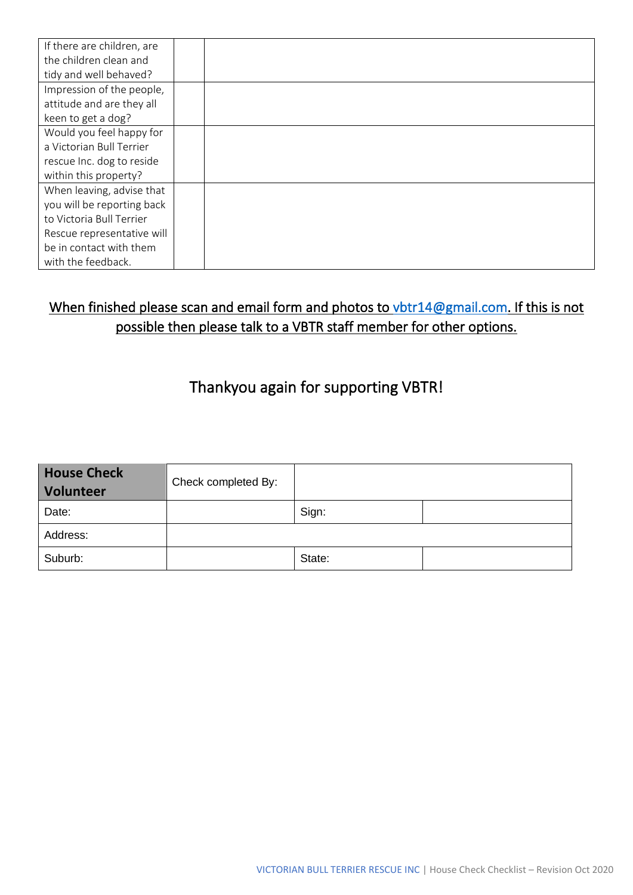| | | |
|---|---|---|
| If there are children, are the children clean and tidy and well behaved? | | |
| Impression of the people, attitude and are they all keen to get a dog? | | |
| Would you feel happy for a Victorian Bull Terrier rescue Inc. dog to reside within this property? | | |
| When leaving, advise that you will be reporting back to Victoria Bull Terrier Rescue representative will be in contact with them with the feedback. | | |

<u>When finished please scan and email form and photos to vbtr14@gmail.com. If this is not possible then please talk to a VBTR staff member for other options.</u>

Thankyou again for supporting VBTR!

| **House Check Volunteer** | Check completed By: | | |
|---|---|---|---|
| Date: | | Sign: | |
| Address: | | | |
| Suburb: | | State: | |